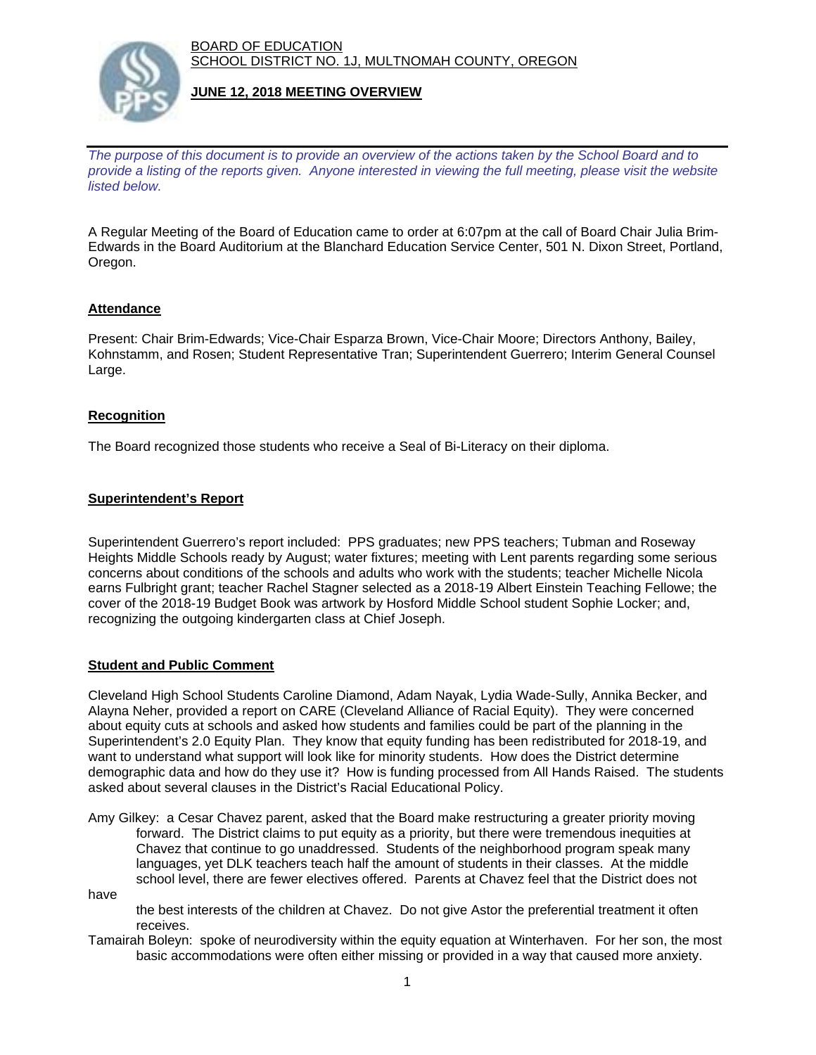BOARD OF EDUCATION
SCHOOL DISTRICT NO. 1J, MULTNOMAH COUNTY, OREGON

**JUNE 12, 2018 MEETING OVERVIEW**

*The purpose of this document is to provide an overview of the actions taken by the School Board and to provide a listing of the reports given. Anyone interested in viewing the full meeting, please visit the website listed below.*

A Regular Meeting of the Board of Education came to order at 6:07pm at the call of Board Chair Julia Brim-Edwards in the Board Auditorium at the Blanchard Education Service Center, 501 N. Dixon Street, Portland, Oregon.

## Attendance

Present: Chair Brim-Edwards; Vice-Chair Esparza Brown, Vice-Chair Moore; Directors Anthony, Bailey, Kohnstamm, and Rosen; Student Representative Tran; Superintendent Guerrero; Interim General Counsel Large.

## Recognition

The Board recognized those students who receive a Seal of Bi-Literacy on their diploma.

## Superintendent's Report

Superintendent Guerrero's report included: PPS graduates; new PPS teachers; Tubman and Roseway Heights Middle Schools ready by August; water fixtures; meeting with Lent parents regarding some serious concerns about conditions of the schools and adults who work with the students; teacher Michelle Nicola earns Fulbright grant; teacher Rachel Stagner selected as a 2018-19 Albert Einstein Teaching Fellowe; the cover of the 2018-19 Budget Book was artwork by Hosford Middle School student Sophie Locker; and, recognizing the outgoing kindergarten class at Chief Joseph.

## Student and Public Comment

Cleveland High School Students Caroline Diamond, Adam Nayak, Lydia Wade-Sully, Annika Becker, and Alayna Neher, provided a report on CARE (Cleveland Alliance of Racial Equity). They were concerned about equity cuts at schools and asked how students and families could be part of the planning in the Superintendent's 2.0 Equity Plan. They know that equity funding has been redistributed for 2018-19, and want to understand what support will look like for minority students. How does the District determine demographic data and how do they use it? How is funding processed from All Hands Raised. The students asked about several clauses in the District's Racial Educational Policy.

Amy Gilkey: a Cesar Chavez parent, asked that the Board make restructuring a greater priority moving forward. The District claims to put equity as a priority, but there were tremendous inequities at Chavez that continue to go unaddressed. Students of the neighborhood program speak many languages, yet DLK teachers teach half the amount of students in their classes. At the middle school level, there are fewer electives offered. Parents at Chavez feel that the District does not have the best interests of the children at Chavez. Do not give Astor the preferential treatment it often receives.

Tamairah Boleyn: spoke of neurodiversity within the equity equation at Winterhaven. For her son, the most basic accommodations were often either missing or provided in a way that caused more anxiety.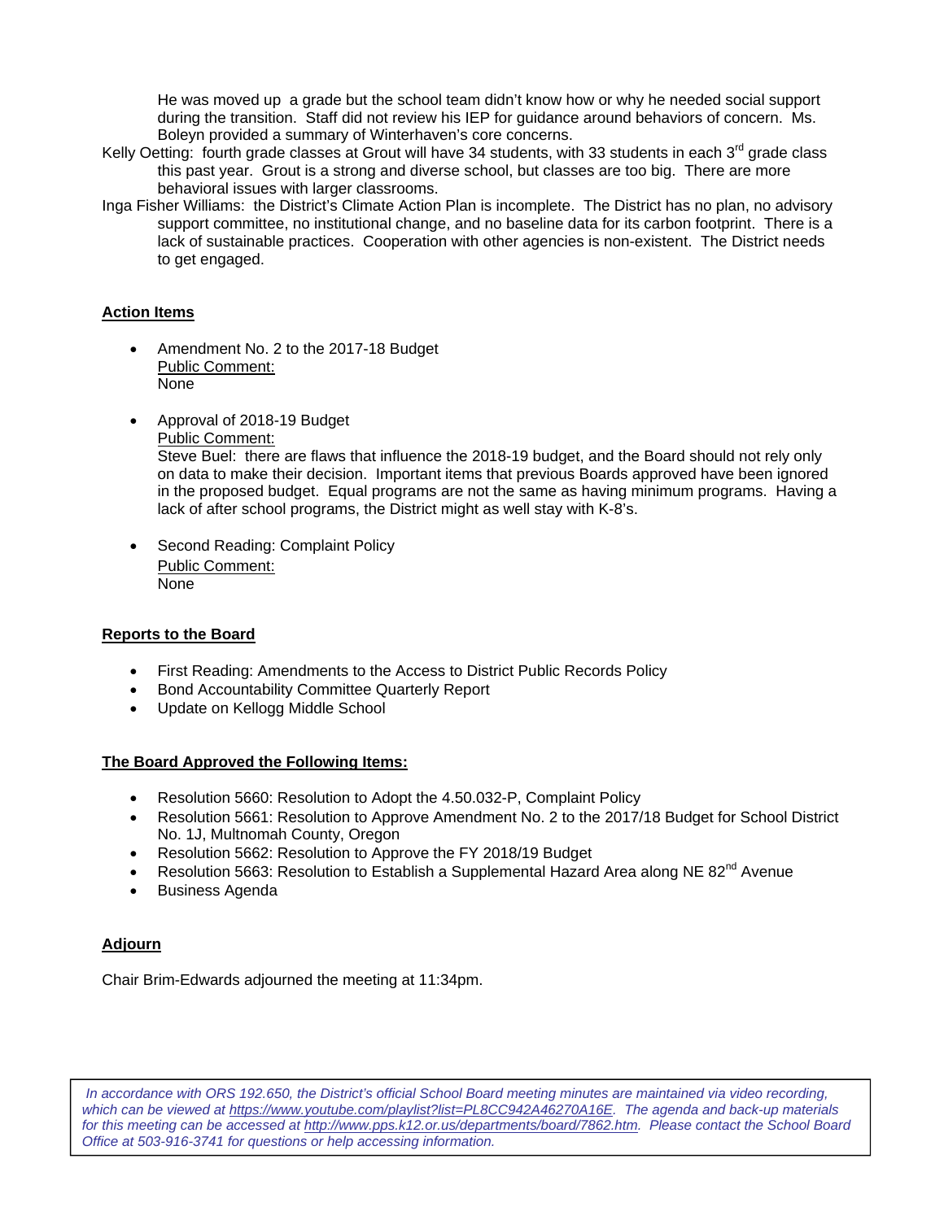He was moved up a grade but the school team didn't know how or why he needed social support during the transition. Staff did not review his IEP for guidance around behaviors of concern. Ms. Boleyn provided a summary of Winterhaven's core concerns.

Kelly Oetting: fourth grade classes at Grout will have 34 students, with 33 students in each 3rd grade class this past year. Grout is a strong and diverse school, but classes are too big. There are more behavioral issues with larger classrooms.

Inga Fisher Williams: the District's Climate Action Plan is incomplete. The District has no plan, no advisory support committee, no institutional change, and no baseline data for its carbon footprint. There is a lack of sustainable practices. Cooperation with other agencies is non-existent. The District needs to get engaged.

## Action Items

- Amendment No. 2 to the 2017-18 Budget
  Public Comment:
  None

- Approval of 2018-19 Budget
  Public Comment:
  Steve Buel: there are flaws that influence the 2018-19 budget, and the Board should not rely only on data to make their decision. Important items that previous Boards approved have been ignored in the proposed budget. Equal programs are not the same as having minimum programs. Having a lack of after school programs, the District might as well stay with K-8's.

- Second Reading: Complaint Policy
  Public Comment:
  None

## Reports to the Board

- First Reading: Amendments to the Access to District Public Records Policy
- Bond Accountability Committee Quarterly Report
- Update on Kellogg Middle School

## The Board Approved the Following Items:

- Resolution 5660: Resolution to Adopt the 4.50.032-P, Complaint Policy
- Resolution 5661: Resolution to Approve Amendment No. 2 to the 2017/18 Budget for School District No. 1J, Multnomah County, Oregon
- Resolution 5662: Resolution to Approve the FY 2018/19 Budget
- Resolution 5663: Resolution to Establish a Supplemental Hazard Area along NE 82nd Avenue
- Business Agenda

## Adjourn

Chair Brim-Edwards adjourned the meeting at 11:34pm.

*In accordance with ORS 192.650, the District's official School Board meeting minutes are maintained via video recording, which can be viewed at https://www.youtube.com/playlist?list=PL8CC942A46270A16E. The agenda and back-up materials for this meeting can be accessed at http://www.pps.k12.or.us/departments/board/7862.htm. Please contact the School Board Office at 503-916-3741 for questions or help accessing information.*